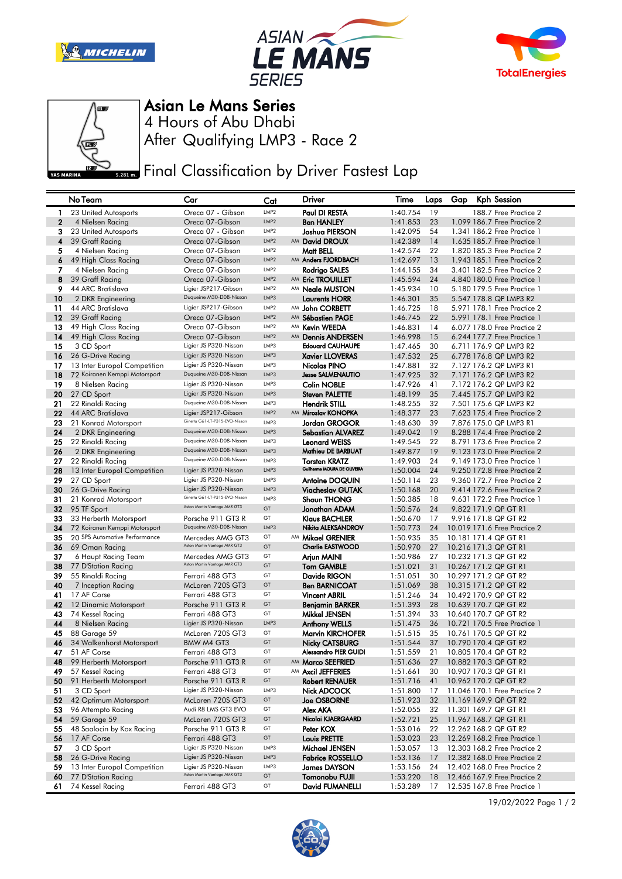# Asian Le Mans Series

4 Hours of Abu Dhabi

After Qualifying LMP3 - Race 2

## Final Classification by Driver Fastest Lap

| No | Team | Car | Cat | | Driver | Time | Laps | Gap | Kph | Session |
|---|---|---|---|---|---|---|---|---|---|---|
| 1 | 23 United Autosports | Oreca 07 - Gibson | LMP2 | | Paul DI RESTA | 1:40.754 | 19 | | 188.7 | Free Practice 2 |
| 2 | 4 Nielsen Racing | Oreca 07-Gibson | LMP2 | | Ben HANLEY | 1:41.853 | 23 | 1.099 | 186.7 | Free Practice 2 |
| 3 | 23 United Autosports | Oreca 07 - Gibson | LMP2 | | Joshua PIERSON | 1:42.095 | 54 | 1.341 | 186.2 | Free Practice 2 |
| 4 | 39 Graff Racing | Oreca 07-Gibson | LMP2 | AM | David DROUX | 1:42.389 | 14 | 1.635 | 185.7 | Free Practice 1 |
| 5 | 4 Nielsen Racing | Oreca 07-Gibson | LMP2 | | Matt BELL | 1:42.574 | 22 | 1.820 | 185.3 | Free Practice 2 |
| 6 | 49 High Class Racing | Oreca 07-Gibson | LMP2 | AM | Anders FJORDBACH | 1:42.697 | 13 | 1.943 | 185.1 | Free Practice 2 |
| 7 | 4 Nielsen Racing | Oreca 07-Gibson | LMP2 | | Rodrigo SALES | 1:44.155 | 34 | 3.401 | 182.5 | Free Practice 2 |
| 8 | 39 Graff Racing | Oreca 07-Gibson | LMP2 | AM | Eric TROUILLET | 1:45.594 | 24 | 4.840 | 180.0 | Free Practice 1 |
| 9 | 44 ARC Bratislava | Ligier JSP217-Gibson | LMP2 | AM | Neale MUSTON | 1:45.934 | 10 | 5.180 | 179.5 | Free Practice 1 |
| 10 | 2 DKR Engineering | Duqueine M30-D08-Nissan | LMP3 | | Laurents HORR | 1:46.301 | 35 | 5.547 | 178.8 | QP LMP3 R2 |
| 11 | 44 ARC Bratislava | Ligier JSP217-Gibson | LMP2 | AM | John CORBETT | 1:46.725 | 18 | 5.971 | 178.1 | Free Practice 2 |
| 12 | 39 Graff Racing | Oreca 07-Gibson | LMP2 | AM | Sébastien PAGE | 1:46.745 | 22 | 5.991 | 178.1 | Free Practice 1 |
| 13 | 49 High Class Racing | Oreca 07-Gibson | LMP2 | AM | Kevin WEEDA | 1:46.831 | 14 | 6.077 | 178.0 | Free Practice 2 |
| 14 | 49 High Class Racing | Oreca 07-Gibson | LMP2 | AM | Dennis ANDERSEN | 1:46.998 | 15 | 6.244 | 177.7 | Free Practice 1 |
| 15 | 3 CD Sport | Ligier JS P320-Nissan | LMP3 | | Edouard CAUHAUPE | 1:47.465 | 30 | 6.711 | 176.9 | QP LMP3 R2 |
| 16 | 26 G-Drive Racing | Ligier JS P320-Nissan | LMP3 | | Xavier LLOVERAS | 1:47.532 | 25 | 6.778 | 176.8 | QP LMP3 R2 |
| 17 | 13 Inter Europol Competition | Ligier JS P320-Nissan | LMP3 | | Nicolas PINO | 1:47.881 | 23 | 7.127 | 176.2 | QP LMP3 R1 |
| 18 | 72 Koiranen Kemppi Motorsport | Duqueine M30-D08-Nissan | LMP3 | | Jesse SALMENAUTIO | 1:47.925 | 32 | 7.171 | 176.2 | QP LMP3 R2 |
| 19 | 8 Nielsen Racing | Ligier JS P320-Nissan | LMP3 | | Colin NOBLE | 1:47.926 | 41 | 7.172 | 176.2 | QP LMP3 R2 |
| 20 | 27 CD Sport | Ligier JS P320-Nissan | LMP3 | | Steven PALETTE | 1:48.199 | 35 | 7.445 | 175.7 | QP LMP3 R2 |
| 21 | 22 Rinaldi Racing | Duqueine M30-D08-Nissan | LMP3 | | Hendrik STILL | 1:48.255 | 32 | 7.501 | 175.6 | QP LMP3 R2 |
| 22 | 44 ARC Bratislava | Ligier JSP217-Gibson | LMP2 | AM | Miroslav KONOPKA | 1:48.377 | 23 | 7.623 | 175.4 | Free Practice 2 |
| 23 | 21 Konrad Motorsport | Ginetta G61-LT-P315-EVO-Nissan | LMP3 | | Jordan GROGOR | 1:48.630 | 39 | 7.876 | 175.0 | QP LMP3 R1 |
| 24 | 2 DKR Engineering | Duqueine M30-D08-Nissan | LMP3 | | Sebastian ALVAREZ | 1:49.042 | 19 | 8.288 | 174.4 | Free Practice 2 |
| 25 | 22 Rinaldi Racing | Duqueine M30-D08-Nissan | LMP3 | | Leonard WEISS | 1:49.545 | 22 | 8.791 | 173.6 | Free Practice 2 |
| 26 | 2 DKR Engineering | Duqueine M30-D08-Nissan | LMP3 | | Mathieu DE BARBUAT | 1:49.877 | 19 | 9.123 | 173.0 | Free Practice 2 |
| 27 | 22 Rinaldi Racing | Duqueine M30-D08-Nissan | LMP3 | | Torsten KRATZ | 1:49.903 | 24 | 9.149 | 173.0 | Free Practice 1 |
| 28 | 13 Inter Europol Competition | Ligier JS P320-Nissan | LMP3 | | Guilherme MOURA DE OLIVEIRA | 1:50.004 | 24 | 9.250 | 172.8 | Free Practice 2 |
| 29 | 27 CD Sport | Ligier JS P320-Nissan | LMP3 | | Antoine DOQUIN | 1:50.114 | 23 | 9.360 | 172.7 | Free Practice 2 |
| 30 | 26 G-Drive Racing | Ligier JS P320-Nissan | LMP3 | | Viacheslav GUTAK | 1:50.168 | 20 | 9.414 | 172.6 | Free Practice 2 |
| 31 | 21 Konrad Motorsport | Ginetta G61-LT-P315-EVO-Nissan | LMP3 | | Shaun THONG | 1:50.385 | 18 | 9.631 | 172.2 | Free Practice 1 |
| 32 | 95 TF Sport | Aston Martin Vantage AMR GT3 | GT | | Jonathan ADAM | 1:50.576 | 24 | 9.822 | 171.9 | QP GT R1 |
| 33 | 33 Herberth Motorsport | Porsche 911 GT3 R | GT | | Klaus BACHLER | 1:50.670 | 17 | 9.916 | 171.8 | QP GT R2 |
| 34 | 72 Koiranen Kemppi Motorsport | Duqueine M30-D08-Nissan | LMP3 | | Nikita ALEKSANDROV | 1:50.773 | 24 | 10.019 | 171.6 | Free Practice 2 |
| 35 | 20 SPS Automotive Performance | Mercedes AMG GT3 | GT | AM | Mikael GRENIER | 1:50.935 | 35 | 10.181 | 171.4 | QP GT R1 |
| 36 | 69 Oman Racing | Aston Martin Vantage AMR GT3 | GT | | Charlie EASTWOOD | 1:50.970 | 27 | 10.216 | 171.3 | QP GT R1 |
| 37 | 6 Haupt Racing Team | Mercedes AMG GT3 | GT | | Arjun MAINI | 1:50.986 | 27 | 10.232 | 171.3 | QP GT R2 |
| 38 | 77 D'Station Racing | Aston Martin Vantage AMR GT3 | GT | | Tom GAMBLE | 1:51.021 | 31 | 10.267 | 171.2 | QP GT R1 |
| 39 | 55 Rinaldi Racing | Ferrari 488 GT3 | GT | | Davide RIGON | 1:51.051 | 30 | 10.297 | 171.2 | QP GT R2 |
| 40 | 7 Inception Racing | McLaren 720S GT3 | GT | | Ben BARNICOAT | 1:51.069 | 38 | 10.315 | 171.2 | QP GT R2 |
| 41 | 17 AF Corse | Ferrari 488 GT3 | GT | | Vincent ABRIL | 1:51.246 | 34 | 10.492 | 170.9 | QP GT R2 |
| 42 | 12 Dinamic Motorsport | Porsche 911 GT3 R | GT | | Benjamin BARKER | 1:51.393 | 28 | 10.639 | 170.7 | QP GT R2 |
| 43 | 74 Kessel Racing | Ferrari 488 GT3 | GT | | Mikkel JENSEN | 1:51.394 | 33 | 10.640 | 170.7 | QP GT R2 |
| 44 | 8 Nielsen Racing | Ligier JS P320-Nissan | LMP3 | | Anthony WELLS | 1:51.475 | 36 | 10.721 | 170.5 | Free Practice 1 |
| 45 | 88 Garage 59 | McLaren 720S GT3 | GT | | Marvin KIRCHOFER | 1:51.515 | 35 | 10.761 | 170.5 | QP GT R2 |
| 46 | 34 Walkenhorst Motorsport | BMW M4 GT3 | GT | | Nicky CATSBURG | 1:51.544 | 37 | 10.790 | 170.4 | QP GT R2 |
| 47 | 51 AF Corse | Ferrari 488 GT3 | GT | | Alessandro PIER GUIDI | 1:51.559 | 21 | 10.805 | 170.4 | QP GT R2 |
| 48 | 99 Herberth Motorsport | Porsche 911 GT3 R | GT | AM | Marco SEEFRIED | 1:51.636 | 27 | 10.882 | 170.3 | QP GT R2 |
| 49 | 57 Kessel Racing | Ferrari 488 GT3 | GT | AM | Axcil JEFFERIES | 1:51.661 | 30 | 10.907 | 170.3 | QP GT R1 |
| 50 | 91 Herberth Motorsport | Porsche 911 GT3 R | GT | | Robert RENAUER | 1:51.716 | 41 | 10.962 | 170.2 | QP GT R2 |
| 51 | 3 CD Sport | Ligier JS P320-Nissan | LMP3 | | Nick ADCOCK | 1:51.800 | 17 | 11.046 | 170.1 | Free Practice 2 |
| 52 | 42 Optimum Motorsport | McLaren 720S GT3 | GT | | Joe OSBORNE | 1:51.923 | 32 | 11.169 | 169.9 | QP GT R2 |
| 53 | 96 Attempto Racing | Audi R8 LMS GT3 EVO | GT | | Alex AKA | 1:52.055 | 32 | 11.301 | 169.7 | QP GT R1 |
| 54 | 59 Garage 59 | McLaren 720S GT3 | GT | | Nicolai KJAERGAARD | 1:52.721 | 25 | 11.967 | 168.7 | QP GT R1 |
| 55 | 48 Saalocin by Kox Racing | Porsche 911 GT3 R | GT | | Peter KOX | 1:53.016 | 22 | 12.262 | 168.2 | QP GT R2 |
| 56 | 17 AF Corse | Ferrari 488 GT3 | GT | | Louis PRETTE | 1:53.023 | 23 | 12.269 | 168.2 | Free Practice 1 |
| 57 | 3 CD Sport | Ligier JS P320-Nissan | LMP3 | | Michael JENSEN | 1:53.057 | 13 | 12.303 | 168.2 | Free Practice 2 |
| 58 | 26 G-Drive Racing | Ligier JS P320-Nissan | LMP3 | | Fabrice ROSSELLO | 1:53.136 | 17 | 12.382 | 168.0 | Free Practice 2 |
| 59 | 13 Inter Europol Competition | Ligier JS P320-Nissan | LMP3 | | James DAYSON | 1:53.156 | 24 | 12.402 | 168.0 | Free Practice 2 |
| 60 | 77 D'Station Racing | Aston Martin Vantage AMR GT3 | GT | | Tomonobu FUJII | 1:53.220 | 18 | 12.466 | 167.9 | Free Practice 2 |
| 61 | 74 Kessel Racing | Ferrari 488 GT3 | GT | | David FUMANELLI | 1:53.289 | 17 | 12.535 | 167.8 | Free Practice 1 |

19/02/2022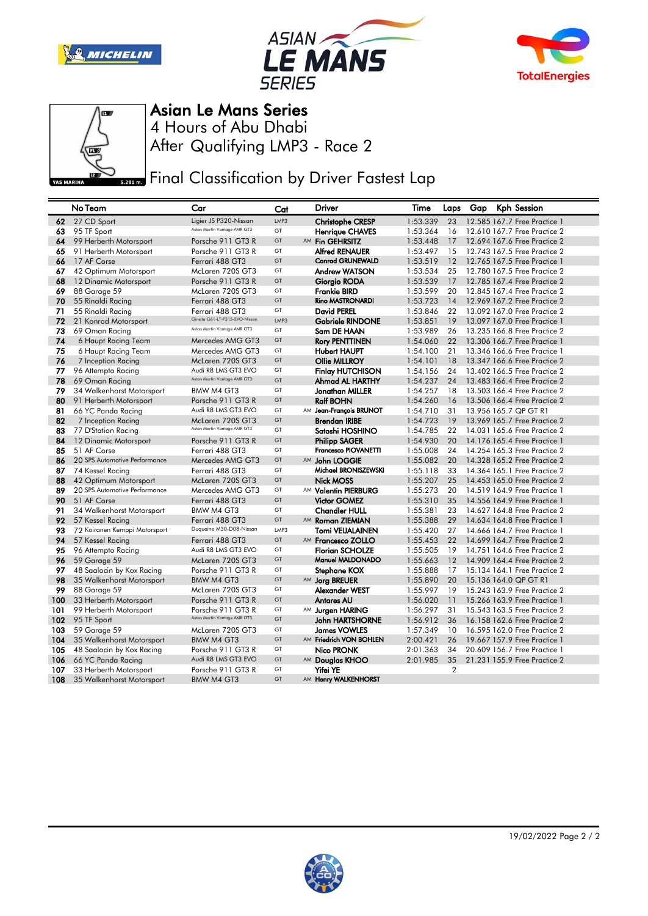# Asian Le Mans Series

## 4 Hours of Abu Dhabi

## After Qualifying LMP3 - Race 2

## Final Classification by Driver Fastest Lap

| | No Team | Car | Cat | | Driver | Time | Laps | Gap | Kph | Session |
|---|---|---|---|---|---|---|---|---|---|---|
| 62 | 27 CD Sport | Ligier JS P320-Nissan | LMP3 | | Christophe CRESP | 1:53.339 | 23 | 12.585 | 167.7 | Free Practice 1 |
| 63 | 95 TF Sport | Aston Martin Vantage AMR GT3 | GT | | Henrique CHAVES | 1:53.364 | 16 | 12.610 | 167.7 | Free Practice 2 |
| 64 | 99 Herberth Motorsport | Porsche 911 GT3 R | GT | AM | Fin GEHRSITZ | 1:53.448 | 17 | 12.694 | 167.6 | Free Practice 2 |
| 65 | 91 Herberth Motorsport | Porsche 911 GT3 R | GT | | Alfred RENAUER | 1:53.497 | 15 | 12.743 | 167.5 | Free Practice 2 |
| 66 | 17 AF Corse | Ferrari 488 GT3 | GT | | Conrad GRUNEWALD | 1:53.519 | 12 | 12.765 | 167.5 | Free Practice 1 |
| 67 | 42 Optimum Motorsport | McLaren 720S GT3 | GT | | Andrew WATSON | 1:53.534 | 25 | 12.780 | 167.5 | Free Practice 2 |
| 68 | 12 Dinamic Motorsport | Porsche 911 GT3 R | GT | | Giorgio RODA | 1:53.539 | 17 | 12.785 | 167.4 | Free Practice 2 |
| 69 | 88 Garage 59 | McLaren 720S GT3 | GT | | Frankie BIRD | 1:53.599 | 20 | 12.845 | 167.4 | Free Practice 2 |
| 70 | 55 Rinaldi Racing | Ferrari 488 GT3 | GT | | Rino MASTRONARDI | 1:53.723 | 14 | 12.969 | 167.2 | Free Practice 2 |
| 71 | 55 Rinaldi Racing | Ferrari 488 GT3 | GT | | David PEREL | 1:53.846 | 22 | 13.092 | 167.0 | Free Practice 2 |
| 72 | 21 Konrad Motorsport | Ginetta G61-LT-P315-EVO-Nissan | LMP3 | | Gabriele RINDONE | 1:53.851 | 19 | 13.097 | 167.0 | Free Practice 1 |
| 73 | 69 Oman Racing | Aston Martin Vantage AMR GT3 | GT | | Sam DE HAAN | 1:53.989 | 26 | 13.235 | 166.8 | Free Practice 2 |
| 74 | 6 Haupt Racing Team | Mercedes AMG GT3 | GT | | Rory PENTTINEN | 1:54.060 | 22 | 13.306 | 166.7 | Free Practice 1 |
| 75 | 6 Haupt Racing Team | Mercedes AMG GT3 | GT | | Hubert HAUPT | 1:54.100 | 21 | 13.346 | 166.6 | Free Practice 1 |
| 76 | 7 Inception Racing | McLaren 720S GT3 | GT | | Ollie MILLROY | 1:54.101 | 18 | 13.347 | 166.6 | Free Practice 2 |
| 77 | 96 Attempto Racing | Audi R8 LMS GT3 EVO | GT | | Finlay HUTCHISON | 1:54.156 | 24 | 13.402 | 166.5 | Free Practice 2 |
| 78 | 69 Oman Racing | Aston Martin Vantage AMR GT3 | GT | | Ahmad AL HARTHY | 1:54.237 | 24 | 13.483 | 166.4 | Free Practice 2 |
| 79 | 34 Walkenhorst Motorsport | BMW M4 GT3 | GT | | Jonathan MILLER | 1:54.257 | 18 | 13.503 | 166.4 | Free Practice 2 |
| 80 | 91 Herberth Motorsport | Porsche 911 GT3 R | GT | | Ralf BOHN | 1:54.260 | 16 | 13.506 | 166.4 | Free Practice 2 |
| 81 | 66 YC Panda Racing | Audi R8 LMS GT3 EVO | GT | AM | Jean-François BRUNOT | 1:54.710 | 31 | 13.956 | 165.7 | QP GT R1 |
| 82 | 7 Inception Racing | McLaren 720S GT3 | GT | | Brendan IRIBE | 1:54.723 | 19 | 13.969 | 165.7 | Free Practice 2 |
| 83 | 77 D'Station Racing | Aston Martin Vantage AMR GT3 | GT | | Satoshi HOSHINO | 1:54.785 | 22 | 14.031 | 165.6 | Free Practice 2 |
| 84 | 12 Dinamic Motorsport | Porsche 911 GT3 R | GT | | Philipp SAGER | 1:54.930 | 20 | 14.176 | 165.4 | Free Practice 1 |
| 85 | 51 AF Corse | Ferrari 488 GT3 | GT | | Francesco PIOVANETTI | 1:55.008 | 24 | 14.254 | 165.3 | Free Practice 2 |
| 86 | 20 SPS Automotive Performance | Mercedes AMG GT3 | GT | AM | John LOGGIE | 1:55.082 | 20 | 14.328 | 165.2 | Free Practice 2 |
| 87 | 74 Kessel Racing | Ferrari 488 GT3 | GT | | Michael BRONISZEWSKI | 1:55.118 | 33 | 14.364 | 165.1 | Free Practice 2 |
| 88 | 42 Optimum Motorsport | McLaren 720S GT3 | GT | | Nick MOSS | 1:55.207 | 25 | 14.453 | 165.0 | Free Practice 2 |
| 89 | 20 SPS Automotive Performance | Mercedes AMG GT3 | GT | AM | Valentin PIERBURG | 1:55.273 | 20 | 14.519 | 164.9 | Free Practice 1 |
| 90 | 51 AF Corse | Ferrari 488 GT3 | GT | | Victor GOMEZ | 1:55.310 | 35 | 14.556 | 164.9 | Free Practice 1 |
| 91 | 34 Walkenhorst Motorsport | BMW M4 GT3 | GT | | Chandler HULL | 1:55.381 | 23 | 14.627 | 164.8 | Free Practice 2 |
| 92 | 57 Kessel Racing | Ferrari 488 GT3 | GT | AM | Roman ZIEMIAN | 1:55.388 | 29 | 14.634 | 164.8 | Free Practice 1 |
| 93 | 72 Koiranen Kemppi Motorsport | Duqueine M30-D08-Nissan | LMP3 | | Tomi VEIJALAINEN | 1:55.420 | 27 | 14.666 | 164.7 | Free Practice 1 |
| 94 | 57 Kessel Racing | Ferrari 488 GT3 | GT | AM | Francesco ZOLLO | 1:55.453 | 22 | 14.699 | 164.7 | Free Practice 2 |
| 95 | 96 Attempto Racing | Audi R8 LMS GT3 EVO | GT | | Florian SCHOLZE | 1:55.505 | 19 | 14.751 | 164.6 | Free Practice 2 |
| 96 | 59 Garage 59 | McLaren 720S GT3 | GT | | Manuel MALDONADO | 1:55.663 | 12 | 14.909 | 164.4 | Free Practice 2 |
| 97 | 48 Saalocin by Kox Racing | Porsche 911 GT3 R | GT | | Stephane KOX | 1:55.888 | 17 | 15.134 | 164.1 | Free Practice 2 |
| 98 | 35 Walkenhorst Motorsport | BMW M4 GT3 | GT | AM | Jorg BREUER | 1:55.890 | 20 | 15.136 | 164.0 | QP GT R1 |
| 99 | 88 Garage 59 | McLaren 720S GT3 | GT | | Alexander WEST | 1:55.997 | 19 | 15.243 | 163.9 | Free Practice 2 |
| 100 | 33 Herberth Motorsport | Porsche 911 GT3 R | GT | | Antares AU | 1:56.020 | 11 | 15.266 | 163.9 | Free Practice 1 |
| 101 | 99 Herberth Motorsport | Porsche 911 GT3 R | GT | AM | Jurgen HARING | 1:56.297 | 31 | 15.543 | 163.5 | Free Practice 2 |
| 102 | 95 TF Sport | Aston Martin Vantage AMR GT3 | GT | | John HARTSHORNE | 1:56.912 | 36 | 16.158 | 162.6 | Free Practice 2 |
| 103 | 59 Garage 59 | McLaren 720S GT3 | GT | | James VOWLES | 1:57.349 | 10 | 16.595 | 162.0 | Free Practice 2 |
| 104 | 35 Walkenhorst Motorsport | BMW M4 GT3 | GT | AM | Friedrich VON BOHLEN | 2:00.421 | 26 | 19.667 | 157.9 | Free Practice 1 |
| 105 | 48 Saalocin by Kox Racing | Porsche 911 GT3 R | GT | | Nico PRONK | 2:01.363 | 34 | 20.609 | 156.7 | Free Practice 1 |
| 106 | 66 YC Panda Racing | Audi R8 LMS GT3 EVO | GT | AM | Douglas KHOO | 2:01.985 | 35 | 21.231 | 155.9 | Free Practice 2 |
| 107 | 33 Herberth Motorsport | Porsche 911 GT3 R | GT | | Yifei YE | | 2 | | | |
| 108 | 35 Walkenhorst Motorsport | BMW M4 GT3 | GT | AM | Henry WALKENHORST | | | | | |

19/02/2022